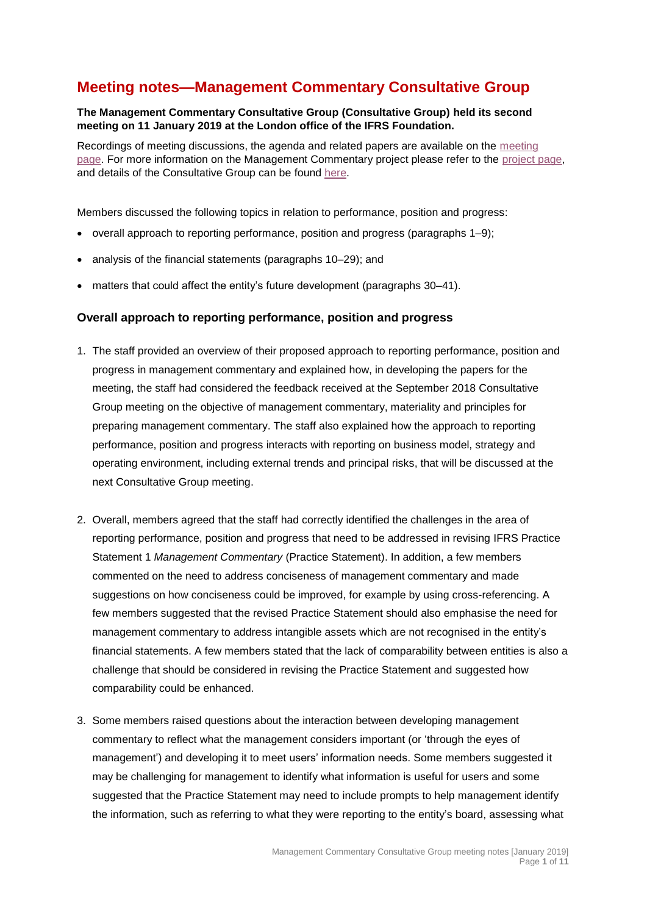# Meeting notes—Management Commentary Consultative Group

**The Management Commentary Consultative Group (Consultative Group) held its second meeting on 11 January 2019 at the London office of the IFRS Foundation.**

Recordings of meeting discussions, the agenda and related papers are available on the meeting page. For more information on the Management Commentary project please refer to the project page, and details of the Consultative Group can be found here.

Members discussed the following topics in relation to performance, position and progress:

- overall approach to reporting performance, position and progress (paragraphs 1–9);
- analysis of the financial statements (paragraphs 10–29); and
- matters that could affect the entity's future development (paragraphs 30–41).

## Overall approach to reporting performance, position and progress

1. The staff provided an overview of their proposed approach to reporting performance, position and progress in management commentary and explained how, in developing the papers for the meeting, the staff had considered the feedback received at the September 2018 Consultative Group meeting on the objective of management commentary, materiality and principles for preparing management commentary. The staff also explained how the approach to reporting performance, position and progress interacts with reporting on business model, strategy and operating environment, including external trends and principal risks, that will be discussed at the next Consultative Group meeting.

2. Overall, members agreed that the staff had correctly identified the challenges in the area of reporting performance, position and progress that need to be addressed in revising IFRS Practice Statement 1 *Management Commentary* (Practice Statement). In addition, a few members commented on the need to address conciseness of management commentary and made suggestions on how conciseness could be improved, for example by using cross-referencing. A few members suggested that the revised Practice Statement should also emphasise the need for management commentary to address intangible assets which are not recognised in the entity's financial statements. A few members stated that the lack of comparability between entities is also a challenge that should be considered in revising the Practice Statement and suggested how comparability could be enhanced.

3. Some members raised questions about the interaction between developing management commentary to reflect what the management considers important (or 'through the eyes of management') and developing it to meet users' information needs. Some members suggested it may be challenging for management to identify what information is useful for users and some suggested that the Practice Statement may need to include prompts to help management identify the information, such as referring to what they were reporting to the entity's board, assessing what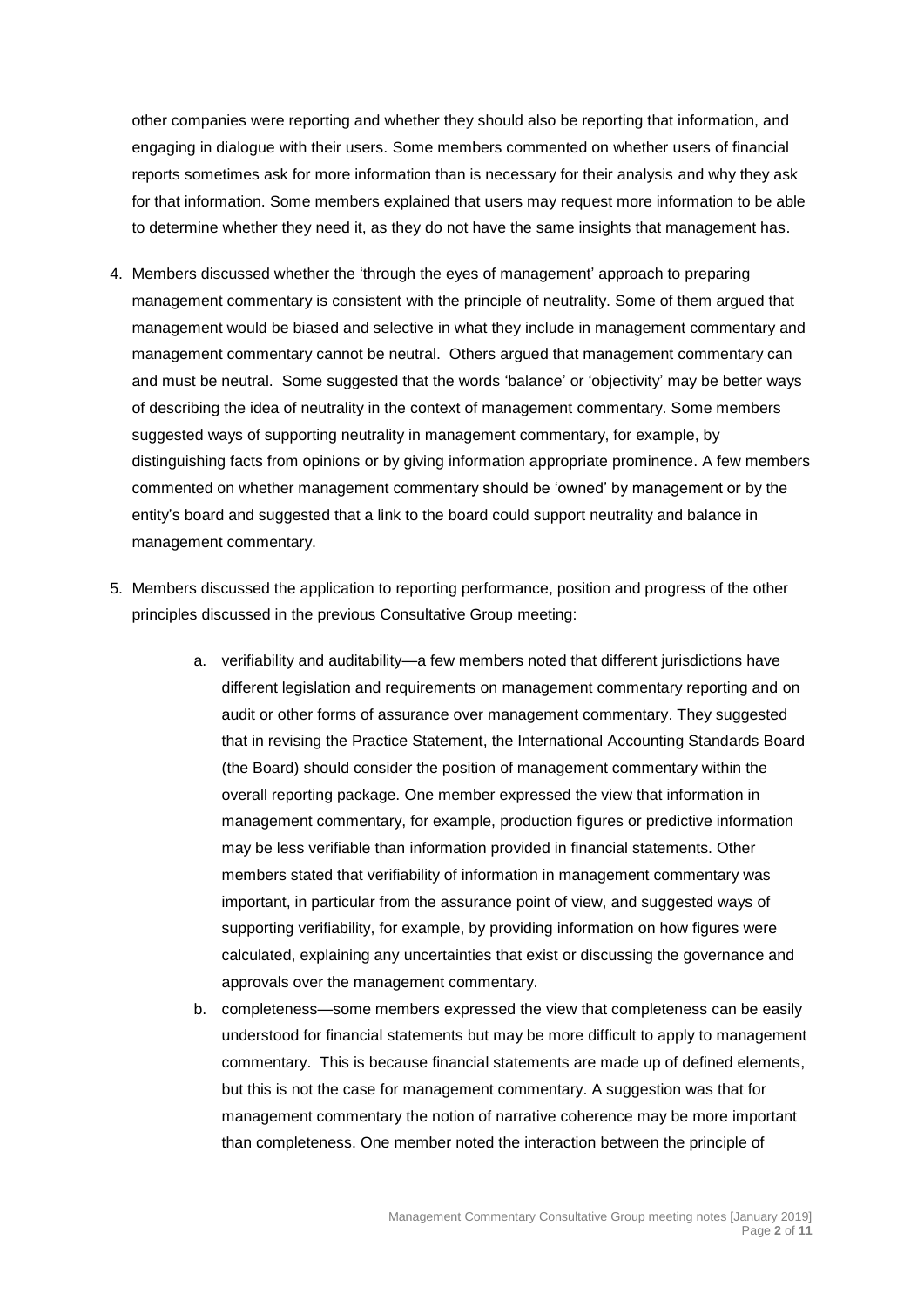other companies were reporting and whether they should also be reporting that information, and engaging in dialogue with their users. Some members commented on whether users of financial reports sometimes ask for more information than is necessary for their analysis and why they ask for that information. Some members explained that users may request more information to be able to determine whether they need it, as they do not have the same insights that management has.

4. Members discussed whether the 'through the eyes of management' approach to preparing management commentary is consistent with the principle of neutrality. Some of them argued that management would be biased and selective in what they include in management commentary and management commentary cannot be neutral. Others argued that management commentary can and must be neutral. Some suggested that the words 'balance' or 'objectivity' may be better ways of describing the idea of neutrality in the context of management commentary. Some members suggested ways of supporting neutrality in management commentary, for example, by distinguishing facts from opinions or by giving information appropriate prominence. A few members commented on whether management commentary should be 'owned' by management or by the entity's board and suggested that a link to the board could support neutrality and balance in management commentary.

5. Members discussed the application to reporting performance, position and progress of the other principles discussed in the previous Consultative Group meeting:

   a. verifiability and auditability—a few members noted that different jurisdictions have different legislation and requirements on management commentary reporting and on audit or other forms of assurance over management commentary. They suggested that in revising the Practice Statement, the International Accounting Standards Board (the Board) should consider the position of management commentary within the overall reporting package. One member expressed the view that information in management commentary, for example, production figures or predictive information may be less verifiable than information provided in financial statements. Other members stated that verifiability of information in management commentary was important, in particular from the assurance point of view, and suggested ways of supporting verifiability, for example, by providing information on how figures were calculated, explaining any uncertainties that exist or discussing the governance and approvals over the management commentary.

   b. completeness—some members expressed the view that completeness can be easily understood for financial statements but may be more difficult to apply to management commentary. This is because financial statements are made up of defined elements, but this is not the case for management commentary. A suggestion was that for management commentary the notion of narrative coherence may be more important than completeness. One member noted the interaction between the principle of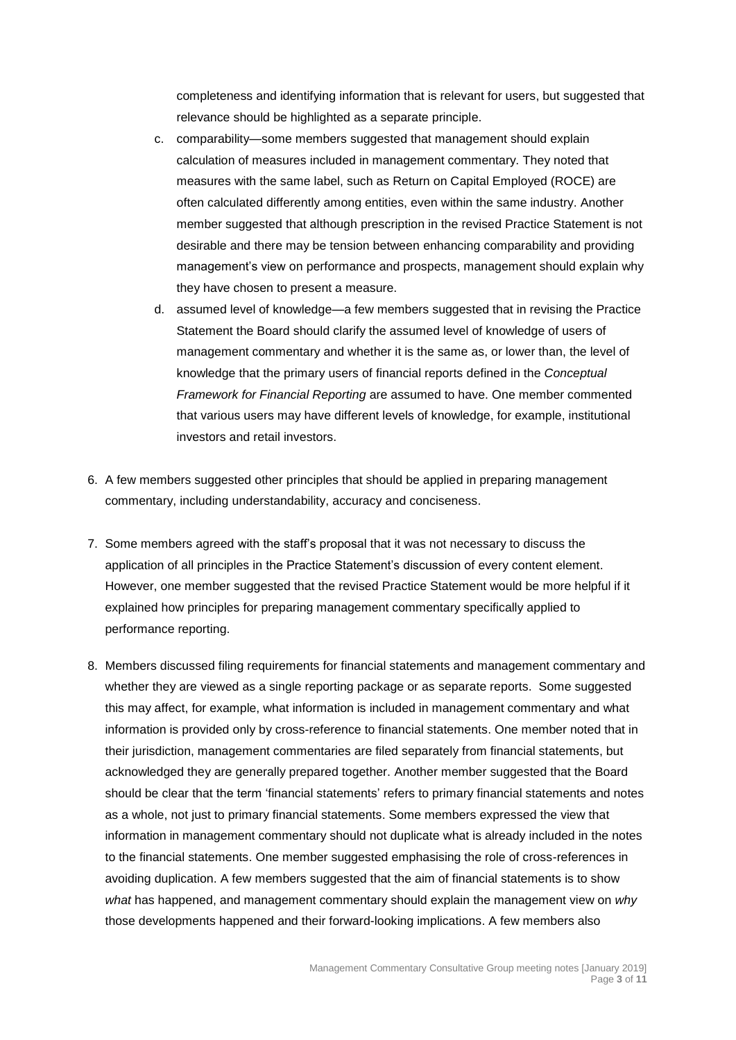completeness and identifying information that is relevant for users, but suggested that relevance should be highlighted as a separate principle.

c. comparability—some members suggested that management should explain calculation of measures included in management commentary. They noted that measures with the same label, such as Return on Capital Employed (ROCE) are often calculated differently among entities, even within the same industry. Another member suggested that although prescription in the revised Practice Statement is not desirable and there may be tension between enhancing comparability and providing management's view on performance and prospects, management should explain why they have chosen to present a measure.

d. assumed level of knowledge—a few members suggested that in revising the Practice Statement the Board should clarify the assumed level of knowledge of users of management commentary and whether it is the same as, or lower than, the level of knowledge that the primary users of financial reports defined in the *Conceptual Framework for Financial Reporting* are assumed to have. One member commented that various users may have different levels of knowledge, for example, institutional investors and retail investors.

6. A few members suggested other principles that should be applied in preparing management commentary, including understandability, accuracy and conciseness.

7. Some members agreed with the staff's proposal that it was not necessary to discuss the application of all principles in the Practice Statement's discussion of every content element. However, one member suggested that the revised Practice Statement would be more helpful if it explained how principles for preparing management commentary specifically applied to performance reporting.

8. Members discussed filing requirements for financial statements and management commentary and whether they are viewed as a single reporting package or as separate reports. Some suggested this may affect, for example, what information is included in management commentary and what information is provided only by cross-reference to financial statements. One member noted that in their jurisdiction, management commentaries are filed separately from financial statements, but acknowledged they are generally prepared together. Another member suggested that the Board should be clear that the term 'financial statements' refers to primary financial statements and notes as a whole, not just to primary financial statements. Some members expressed the view that information in management commentary should not duplicate what is already included in the notes to the financial statements. One member suggested emphasising the role of cross-references in avoiding duplication. A few members suggested that the aim of financial statements is to show *what* has happened, and management commentary should explain the management view on *why* those developments happened and their forward-looking implications. A few members also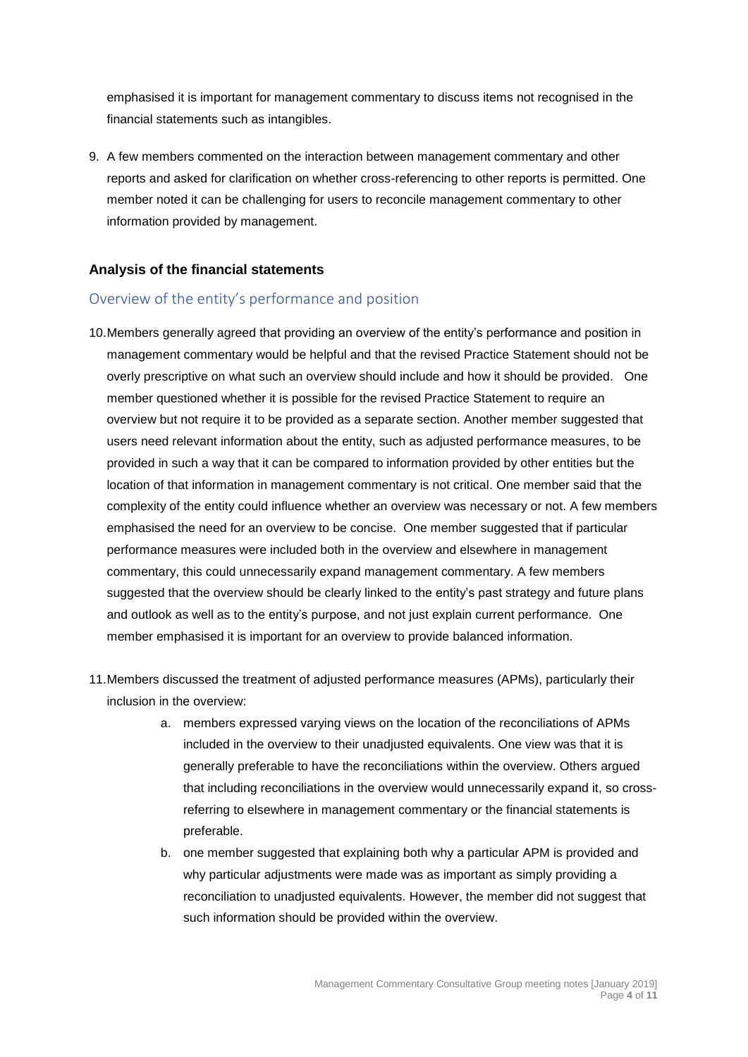emphasised it is important for management commentary to discuss items not recognised in the financial statements such as intangibles.

9. A few members commented on the interaction between management commentary and other reports and asked for clarification on whether cross-referencing to other reports is permitted. One member noted it can be challenging for users to reconcile management commentary to other information provided by management.

**Analysis of the financial statements**

### Overview of the entity's performance and position

10. Members generally agreed that providing an overview of the entity's performance and position in management commentary would be helpful and that the revised Practice Statement should not be overly prescriptive on what such an overview should include and how it should be provided. One member questioned whether it is possible for the revised Practice Statement to require an overview but not require it to be provided as a separate section. Another member suggested that users need relevant information about the entity, such as adjusted performance measures, to be provided in such a way that it can be compared to information provided by other entities but the location of that information in management commentary is not critical. One member said that the complexity of the entity could influence whether an overview was necessary or not. A few members emphasised the need for an overview to be concise. One member suggested that if particular performance measures were included both in the overview and elsewhere in management commentary, this could unnecessarily expand management commentary. A few members suggested that the overview should be clearly linked to the entity's past strategy and future plans and outlook as well as to the entity's purpose, and not just explain current performance. One member emphasised it is important for an overview to provide balanced information.

11. Members discussed the treatment of adjusted performance measures (APMs), particularly their inclusion in the overview:
    a. members expressed varying views on the location of the reconciliations of APMs included in the overview to their unadjusted equivalents. One view was that it is generally preferable to have the reconciliations within the overview. Others argued that including reconciliations in the overview would unnecessarily expand it, so cross-referring to elsewhere in management commentary or the financial statements is preferable.
    b. one member suggested that explaining both why a particular APM is provided and why particular adjustments were made was as important as simply providing a reconciliation to unadjusted equivalents. However, the member did not suggest that such information should be provided within the overview.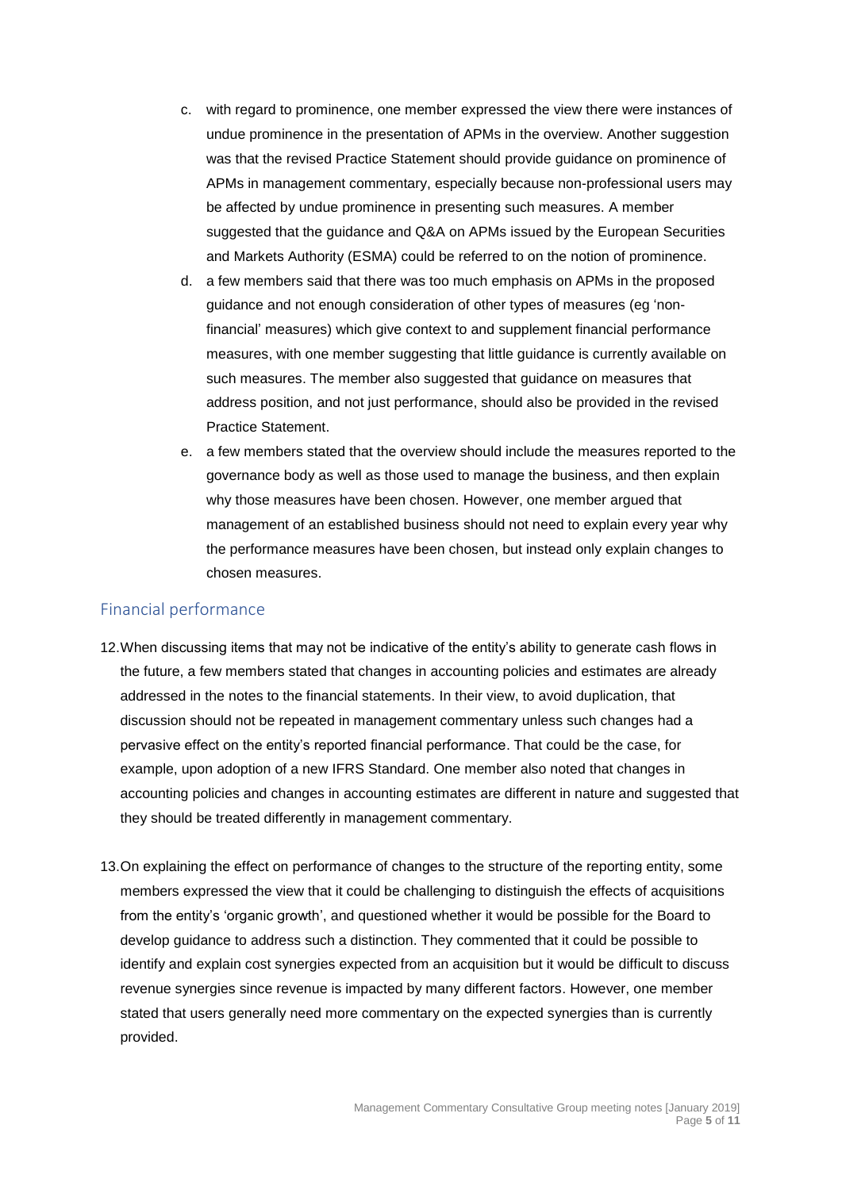c. with regard to prominence, one member expressed the view there were instances of undue prominence in the presentation of APMs in the overview. Another suggestion was that the revised Practice Statement should provide guidance on prominence of APMs in management commentary, especially because non-professional users may be affected by undue prominence in presenting such measures. A member suggested that the guidance and Q&A on APMs issued by the European Securities and Markets Authority (ESMA) could be referred to on the notion of prominence.

d. a few members said that there was too much emphasis on APMs in the proposed guidance and not enough consideration of other types of measures (eg 'non-financial' measures) which give context to and supplement financial performance measures, with one member suggesting that little guidance is currently available on such measures. The member also suggested that guidance on measures that address position, and not just performance, should also be provided in the revised Practice Statement.

e. a few members stated that the overview should include the measures reported to the governance body as well as those used to manage the business, and then explain why those measures have been chosen. However, one member argued that management of an established business should not need to explain every year why the performance measures have been chosen, but instead only explain changes to chosen measures.

## Financial performance

12. When discussing items that may not be indicative of the entity's ability to generate cash flows in the future, a few members stated that changes in accounting policies and estimates are already addressed in the notes to the financial statements. In their view, to avoid duplication, that discussion should not be repeated in management commentary unless such changes had a pervasive effect on the entity's reported financial performance. That could be the case, for example, upon adoption of a new IFRS Standard. One member also noted that changes in accounting policies and changes in accounting estimates are different in nature and suggested that they should be treated differently in management commentary.

13. On explaining the effect on performance of changes to the structure of the reporting entity, some members expressed the view that it could be challenging to distinguish the effects of acquisitions from the entity's 'organic growth', and questioned whether it would be possible for the Board to develop guidance to address such a distinction. They commented that it could be possible to identify and explain cost synergies expected from an acquisition but it would be difficult to discuss revenue synergies since revenue is impacted by many different factors. However, one member stated that users generally need more commentary on the expected synergies than is currently provided.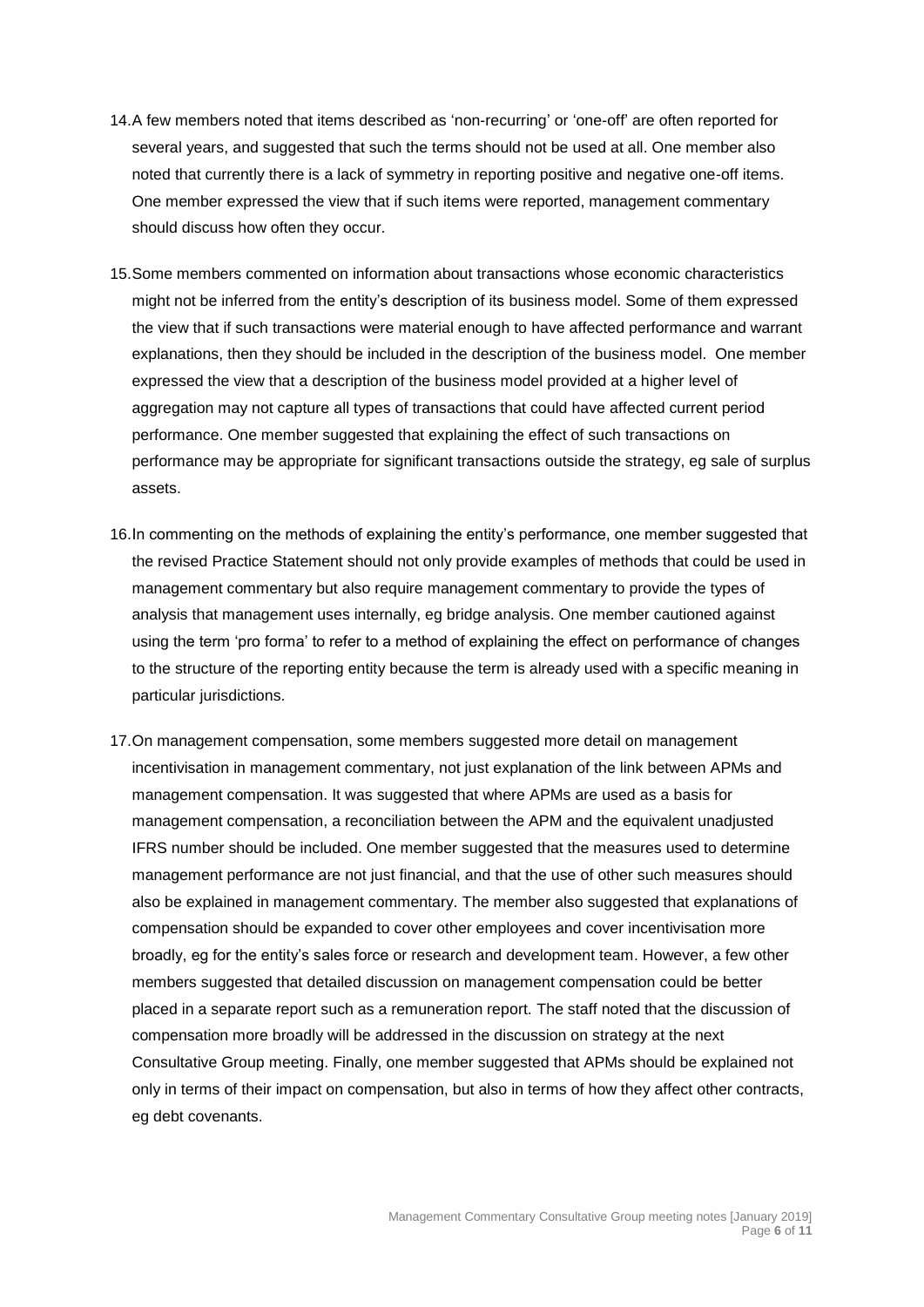14. A few members noted that items described as 'non-recurring' or 'one-off' are often reported for several years, and suggested that such the terms should not be used at all. One member also noted that currently there is a lack of symmetry in reporting positive and negative one-off items. One member expressed the view that if such items were reported, management commentary should discuss how often they occur.

15. Some members commented on information about transactions whose economic characteristics might not be inferred from the entity's description of its business model. Some of them expressed the view that if such transactions were material enough to have affected performance and warrant explanations, then they should be included in the description of the business model. One member expressed the view that a description of the business model provided at a higher level of aggregation may not capture all types of transactions that could have affected current period performance. One member suggested that explaining the effect of such transactions on performance may be appropriate for significant transactions outside the strategy, eg sale of surplus assets.

16. In commenting on the methods of explaining the entity's performance, one member suggested that the revised Practice Statement should not only provide examples of methods that could be used in management commentary but also require management commentary to provide the types of analysis that management uses internally, eg bridge analysis. One member cautioned against using the term 'pro forma' to refer to a method of explaining the effect on performance of changes to the structure of the reporting entity because the term is already used with a specific meaning in particular jurisdictions.

17. On management compensation, some members suggested more detail on management incentivisation in management commentary, not just explanation of the link between APMs and management compensation. It was suggested that where APMs are used as a basis for management compensation, a reconciliation between the APM and the equivalent unadjusted IFRS number should be included. One member suggested that the measures used to determine management performance are not just financial, and that the use of other such measures should also be explained in management commentary. The member also suggested that explanations of compensation should be expanded to cover other employees and cover incentivisation more broadly, eg for the entity's sales force or research and development team. However, a few other members suggested that detailed discussion on management compensation could be better placed in a separate report such as a remuneration report. The staff noted that the discussion of compensation more broadly will be addressed in the discussion on strategy at the next Consultative Group meeting. Finally, one member suggested that APMs should be explained not only in terms of their impact on compensation, but also in terms of how they affect other contracts, eg debt covenants.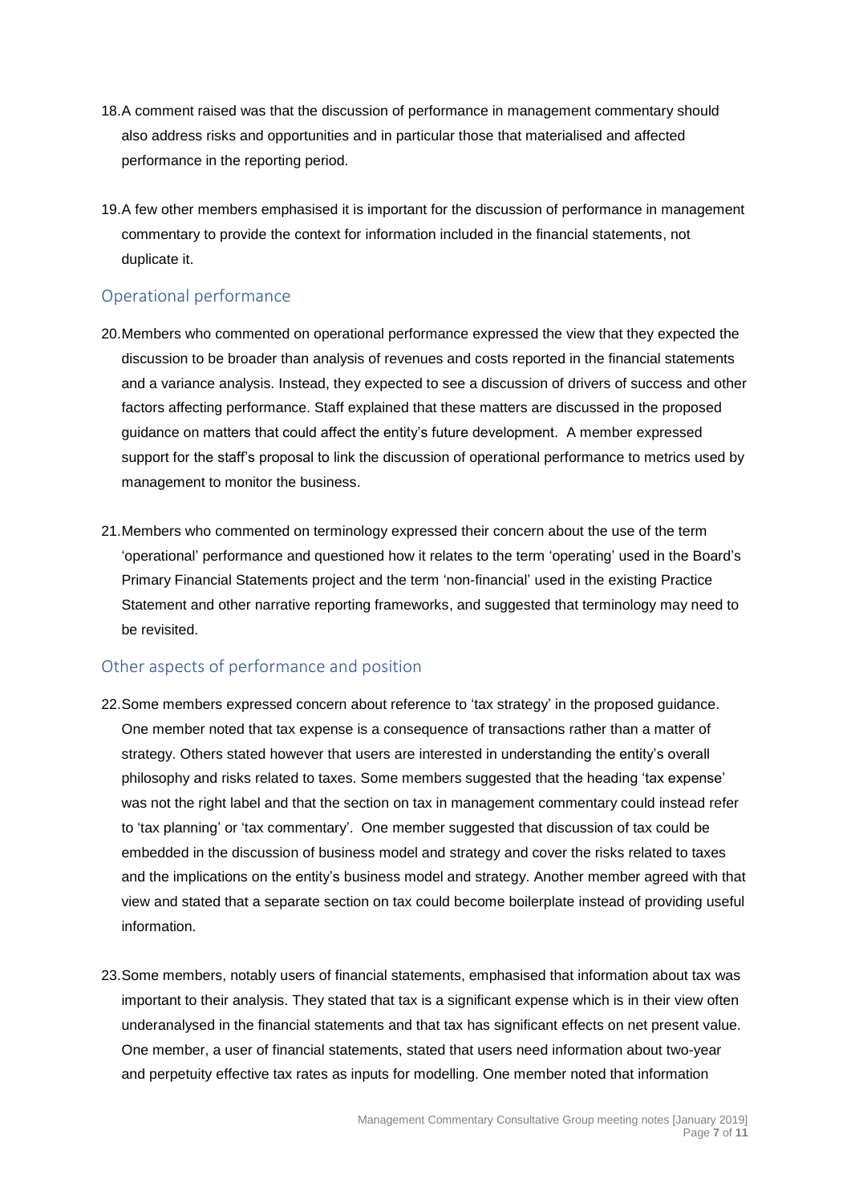18. A comment raised was that the discussion of performance in management commentary should also address risks and opportunities and in particular those that materialised and affected performance in the reporting period.

19. A few other members emphasised it is important for the discussion of performance in management commentary to provide the context for information included in the financial statements, not duplicate it.

## Operational performance

20. Members who commented on operational performance expressed the view that they expected the discussion to be broader than analysis of revenues and costs reported in the financial statements and a variance analysis. Instead, they expected to see a discussion of drivers of success and other factors affecting performance. Staff explained that these matters are discussed in the proposed guidance on matters that could affect the entity's future development. A member expressed support for the staff's proposal to link the discussion of operational performance to metrics used by management to monitor the business.

21. Members who commented on terminology expressed their concern about the use of the term 'operational' performance and questioned how it relates to the term 'operating' used in the Board's Primary Financial Statements project and the term 'non-financial' used in the existing Practice Statement and other narrative reporting frameworks, and suggested that terminology may need to be revisited.

## Other aspects of performance and position

22. Some members expressed concern about reference to 'tax strategy' in the proposed guidance. One member noted that tax expense is a consequence of transactions rather than a matter of strategy. Others stated however that users are interested in understanding the entity's overall philosophy and risks related to taxes. Some members suggested that the heading 'tax expense' was not the right label and that the section on tax in management commentary could instead refer to 'tax planning' or 'tax commentary'. One member suggested that discussion of tax could be embedded in the discussion of business model and strategy and cover the risks related to taxes and the implications on the entity's business model and strategy. Another member agreed with that view and stated that a separate section on tax could become boilerplate instead of providing useful information.

23. Some members, notably users of financial statements, emphasised that information about tax was important to their analysis. They stated that tax is a significant expense which is in their view often underanalysed in the financial statements and that tax has significant effects on net present value. One member, a user of financial statements, stated that users need information about two-year and perpetuity effective tax rates as inputs for modelling. One member noted that information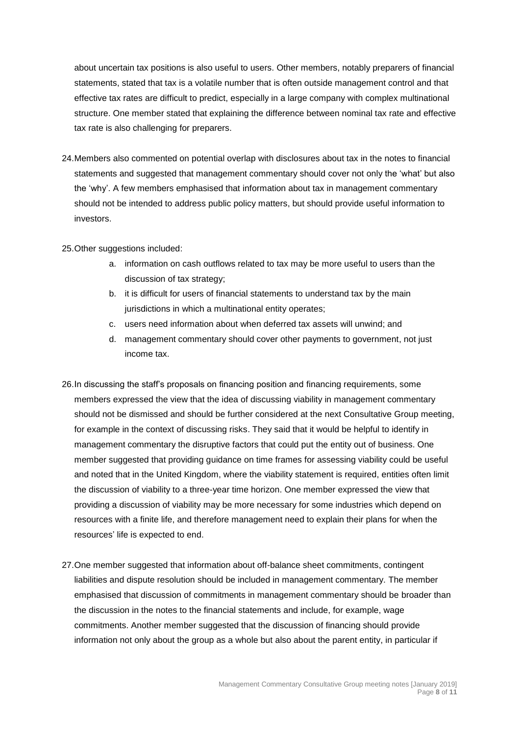about uncertain tax positions is also useful to users. Other members, notably preparers of financial statements, stated that tax is a volatile number that is often outside management control and that effective tax rates are difficult to predict, especially in a large company with complex multinational structure. One member stated that explaining the difference between nominal tax rate and effective tax rate is also challenging for preparers.

24. Members also commented on potential overlap with disclosures about tax in the notes to financial statements and suggested that management commentary should cover not only the 'what' but also the 'why'. A few members emphasised that information about tax in management commentary should not be intended to address public policy matters, but should provide useful information to investors.

25. Other suggestions included:
    a. information on cash outflows related to tax may be more useful to users than the discussion of tax strategy;
    b. it is difficult for users of financial statements to understand tax by the main jurisdictions in which a multinational entity operates;
    c. users need information about when deferred tax assets will unwind; and
    d. management commentary should cover other payments to government, not just income tax.

26. In discussing the staff's proposals on financing position and financing requirements, some members expressed the view that the idea of discussing viability in management commentary should not be dismissed and should be further considered at the next Consultative Group meeting, for example in the context of discussing risks. They said that it would be helpful to identify in management commentary the disruptive factors that could put the entity out of business. One member suggested that providing guidance on time frames for assessing viability could be useful and noted that in the United Kingdom, where the viability statement is required, entities often limit the discussion of viability to a three-year time horizon. One member expressed the view that providing a discussion of viability may be more necessary for some industries which depend on resources with a finite life, and therefore management need to explain their plans for when the resources' life is expected to end.

27. One member suggested that information about off-balance sheet commitments, contingent liabilities and dispute resolution should be included in management commentary. The member emphasised that discussion of commitments in management commentary should be broader than the discussion in the notes to the financial statements and include, for example, wage commitments. Another member suggested that the discussion of financing should provide information not only about the group as a whole but also about the parent entity, in particular if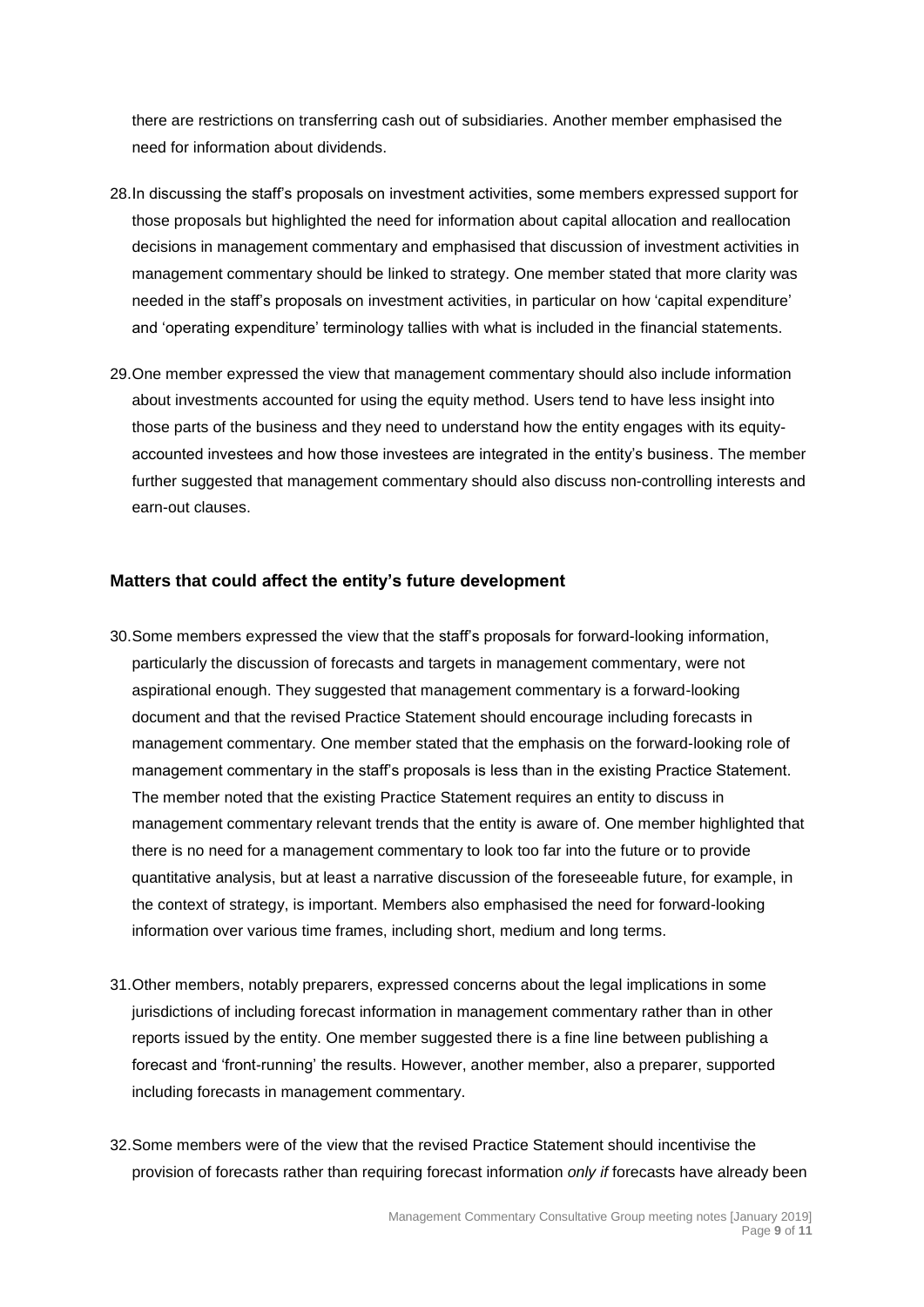there are restrictions on transferring cash out of subsidiaries. Another member emphasised the need for information about dividends.

28. In discussing the staff's proposals on investment activities, some members expressed support for those proposals but highlighted the need for information about capital allocation and reallocation decisions in management commentary and emphasised that discussion of investment activities in management commentary should be linked to strategy. One member stated that more clarity was needed in the staff's proposals on investment activities, in particular on how 'capital expenditure' and 'operating expenditure' terminology tallies with what is included in the financial statements.

29. One member expressed the view that management commentary should also include information about investments accounted for using the equity method. Users tend to have less insight into those parts of the business and they need to understand how the entity engages with its equity-accounted investees and how those investees are integrated in the entity's business. The member further suggested that management commentary should also discuss non-controlling interests and earn-out clauses.

### Matters that could affect the entity's future development

30. Some members expressed the view that the staff's proposals for forward-looking information, particularly the discussion of forecasts and targets in management commentary, were not aspirational enough. They suggested that management commentary is a forward-looking document and that the revised Practice Statement should encourage including forecasts in management commentary. One member stated that the emphasis on the forward-looking role of management commentary in the staff's proposals is less than in the existing Practice Statement. The member noted that the existing Practice Statement requires an entity to discuss in management commentary relevant trends that the entity is aware of. One member highlighted that there is no need for a management commentary to look too far into the future or to provide quantitative analysis, but at least a narrative discussion of the foreseeable future, for example, in the context of strategy, is important. Members also emphasised the need for forward-looking information over various time frames, including short, medium and long terms.

31. Other members, notably preparers, expressed concerns about the legal implications in some jurisdictions of including forecast information in management commentary rather than in other reports issued by the entity. One member suggested there is a fine line between publishing a forecast and 'front-running' the results. However, another member, also a preparer, supported including forecasts in management commentary.

32. Some members were of the view that the revised Practice Statement should incentivise the provision of forecasts rather than requiring forecast information *only if* forecasts have already been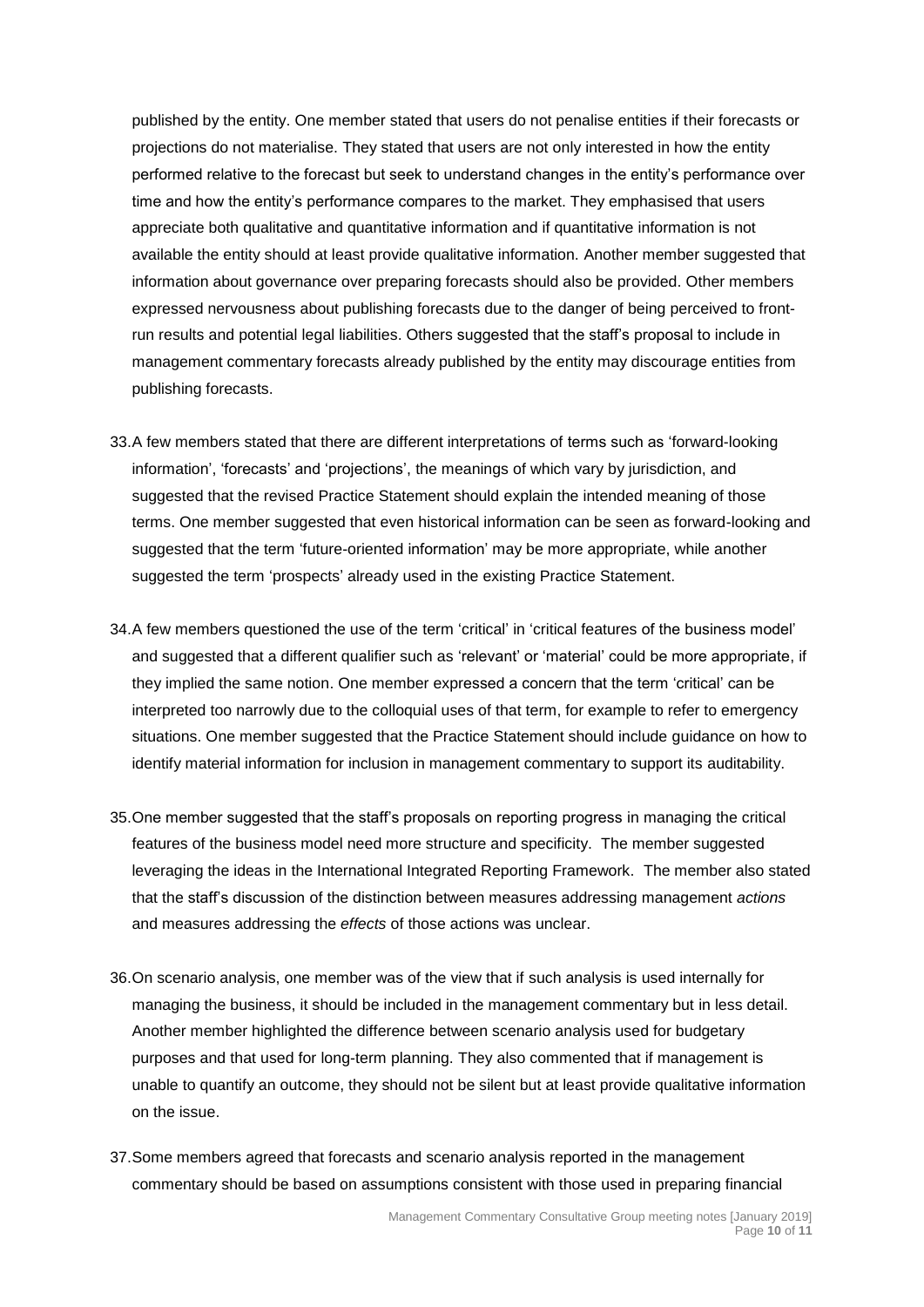published by the entity. One member stated that users do not penalise entities if their forecasts or projections do not materialise. They stated that users are not only interested in how the entity performed relative to the forecast but seek to understand changes in the entity's performance over time and how the entity's performance compares to the market. They emphasised that users appreciate both qualitative and quantitative information and if quantitative information is not available the entity should at least provide qualitative information. Another member suggested that information about governance over preparing forecasts should also be provided. Other members expressed nervousness about publishing forecasts due to the danger of being perceived to front-run results and potential legal liabilities. Others suggested that the staff's proposal to include in management commentary forecasts already published by the entity may discourage entities from publishing forecasts.

33. A few members stated that there are different interpretations of terms such as 'forward-looking information', 'forecasts' and 'projections', the meanings of which vary by jurisdiction, and suggested that the revised Practice Statement should explain the intended meaning of those terms. One member suggested that even historical information can be seen as forward-looking and suggested that the term 'future-oriented information' may be more appropriate, while another suggested the term 'prospects' already used in the existing Practice Statement.

34. A few members questioned the use of the term 'critical' in 'critical features of the business model' and suggested that a different qualifier such as 'relevant' or 'material' could be more appropriate, if they implied the same notion. One member expressed a concern that the term 'critical' can be interpreted too narrowly due to the colloquial uses of that term, for example to refer to emergency situations. One member suggested that the Practice Statement should include guidance on how to identify material information for inclusion in management commentary to support its auditability.

35. One member suggested that the staff's proposals on reporting progress in managing the critical features of the business model need more structure and specificity. The member suggested leveraging the ideas in the International Integrated Reporting Framework. The member also stated that the staff's discussion of the distinction between measures addressing management *actions* and measures addressing the *effects* of those actions was unclear.

36. On scenario analysis, one member was of the view that if such analysis is used internally for managing the business, it should be included in the management commentary but in less detail. Another member highlighted the difference between scenario analysis used for budgetary purposes and that used for long-term planning. They also commented that if management is unable to quantify an outcome, they should not be silent but at least provide qualitative information on the issue.

37. Some members agreed that forecasts and scenario analysis reported in the management commentary should be based on assumptions consistent with those used in preparing financial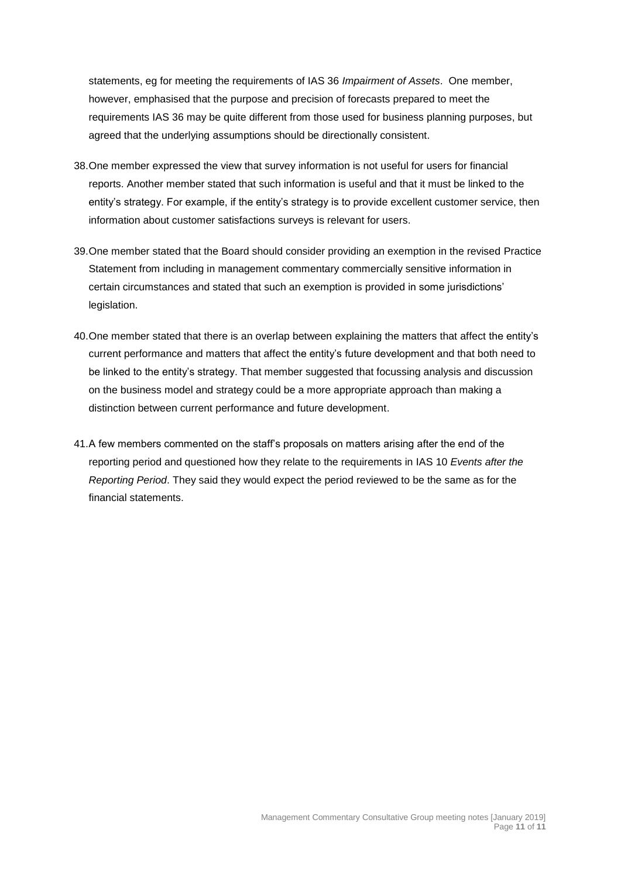statements, eg for meeting the requirements of IAS 36 *Impairment of Assets*. One member, however, emphasised that the purpose and precision of forecasts prepared to meet the requirements IAS 36 may be quite different from those used for business planning purposes, but agreed that the underlying assumptions should be directionally consistent.

38. One member expressed the view that survey information is not useful for users for financial reports. Another member stated that such information is useful and that it must be linked to the entity's strategy. For example, if the entity's strategy is to provide excellent customer service, then information about customer satisfactions surveys is relevant for users.

39. One member stated that the Board should consider providing an exemption in the revised Practice Statement from including in management commentary commercially sensitive information in certain circumstances and stated that such an exemption is provided in some jurisdictions' legislation.

40. One member stated that there is an overlap between explaining the matters that affect the entity's current performance and matters that affect the entity's future development and that both need to be linked to the entity's strategy. That member suggested that focussing analysis and discussion on the business model and strategy could be a more appropriate approach than making a distinction between current performance and future development.

41. A few members commented on the staff's proposals on matters arising after the end of the reporting period and questioned how they relate to the requirements in IAS 10 *Events after the Reporting Period*. They said they would expect the period reviewed to be the same as for the financial statements.